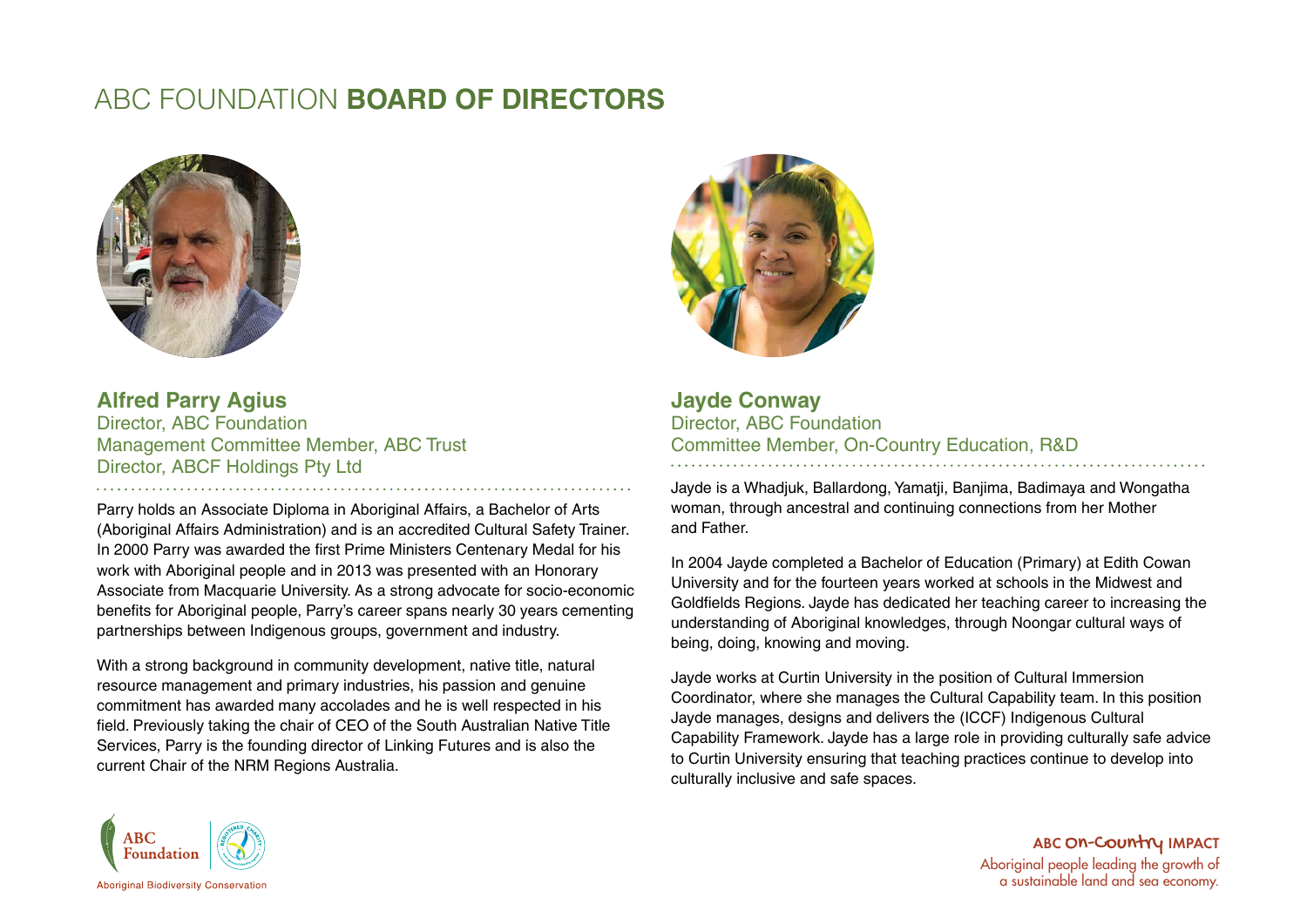# ABC FOUNDATION **BOARD OF DIRECTORS**

### Alfred Parry Agius

Director, ABC Foundation
Management Committee Member, ABC Trust
Director, ABCF Holdings Pty Ltd

Parry holds an Associate Diploma in Aboriginal Affairs, a Bachelor of Arts (Aboriginal Affairs Administration) and is an accredited Cultural Safety Trainer. In 2000 Parry was awarded the first Prime Ministers Centenary Medal for his work with Aboriginal people and in 2013 was presented with an Honorary Associate from Macquarie University. As a strong advocate for socio-economic benefits for Aboriginal people, Parry's career spans nearly 30 years cementing partnerships between Indigenous groups, government and industry.

With a strong background in community development, native title, natural resource management and primary industries, his passion and genuine commitment has awarded many accolades and he is well respected in his field. Previously taking the chair of CEO of the South Australian Native Title Services, Parry is the founding director of Linking Futures and is also the current Chair of the NRM Regions Australia.

### Jayde Conway

Director, ABC Foundation
Committee Member, On-Country Education, R&D

Jayde is a Whadjuk, Ballardong, Yamatji, Banjima, Badimaya and Wongatha woman, through ancestral and continuing connections from her Mother and Father.

In 2004 Jayde completed a Bachelor of Education (Primary) at Edith Cowan University and for the fourteen years worked at schools in the Midwest and Goldfields Regions. Jayde has dedicated her teaching career to increasing the understanding of Aboriginal knowledges, through Noongar cultural ways of being, doing, knowing and moving.

Jayde works at Curtin University in the position of Cultural Immersion Coordinator, where she manages the Cultural Capability team. In this position Jayde manages, designs and delivers the (ICCF) Indigenous Cultural Capability Framework. Jayde has a large role in providing culturally safe advice to Curtin University ensuring that teaching practices continue to develop into culturally inclusive and safe spaces.

ABC Foundation
Aboriginal Biodiversity Conservation

**ABC On-Country IMPACT**
Aboriginal people leading the growth of a sustainable land and sea economy.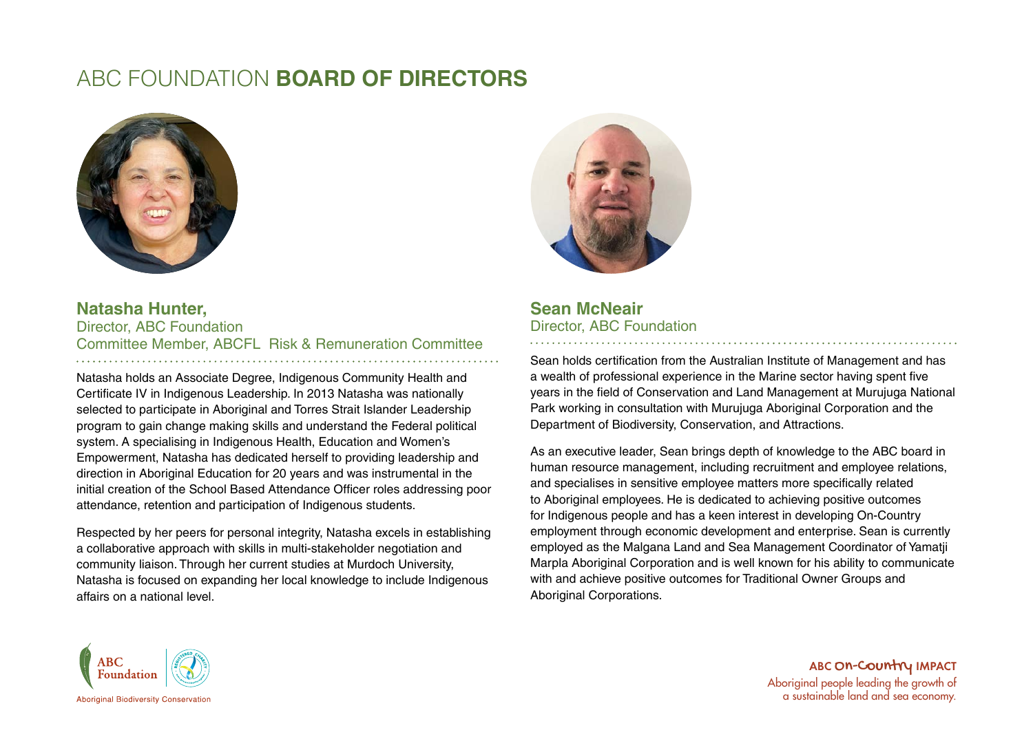# ABC FOUNDATION **BOARD OF DIRECTORS**

## Natasha Hunter,

Director, ABC Foundation
Committee Member, ABCFL Risk & Remuneration Committee

Natasha holds an Associate Degree, Indigenous Community Health and Certificate IV in Indigenous Leadership. In 2013 Natasha was nationally selected to participate in Aboriginal and Torres Strait Islander Leadership program to gain change making skills and understand the Federal political system. A specialising in Indigenous Health, Education and Women's Empowerment, Natasha has dedicated herself to providing leadership and direction in Aboriginal Education for 20 years and was instrumental in the initial creation of the School Based Attendance Officer roles addressing poor attendance, retention and participation of Indigenous students.

Respected by her peers for personal integrity, Natasha excels in establishing a collaborative approach with skills in multi-stakeholder negotiation and community liaison. Through her current studies at Murdoch University, Natasha is focused on expanding her local knowledge to include Indigenous affairs on a national level.

## Sean McNeair

Director, ABC Foundation

Sean holds certification from the Australian Institute of Management and has a wealth of professional experience in the Marine sector having spent five years in the field of Conservation and Land Management at Murujuga National Park working in consultation with Murujuga Aboriginal Corporation and the Department of Biodiversity, Conservation, and Attractions.

As an executive leader, Sean brings depth of knowledge to the ABC board in human resource management, including recruitment and employee relations, and specialises in sensitive employee matters more specifically related to Aboriginal employees. He is dedicated to achieving positive outcomes for Indigenous people and has a keen interest in developing On-Country employment through economic development and enterprise. Sean is currently employed as the Malgana Land and Sea Management Coordinator of Yamatji Marpla Aboriginal Corporation and is well known for his ability to communicate with and achieve positive outcomes for Traditional Owner Groups and Aboriginal Corporations.

ABC Foundation
Aboriginal Biodiversity Conservation

ABC On-Country IMPACT
Aboriginal people leading the growth of a sustainable land and sea economy.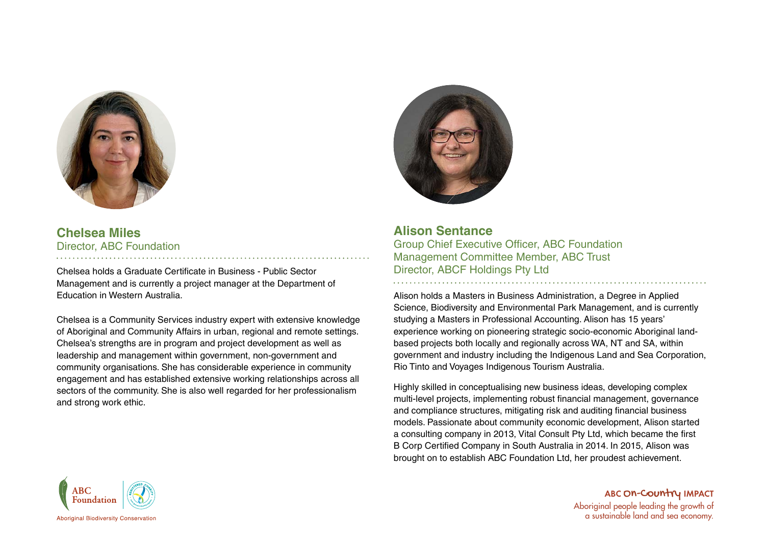## Chelsea Miles

Director, ABC Foundation

Chelsea holds a Graduate Certificate in Business - Public Sector Management and is currently a project manager at the Department of Education in Western Australia.

Chelsea is a Community Services industry expert with extensive knowledge of Aboriginal and Community Affairs in urban, regional and remote settings. Chelsea's strengths are in program and project development as well as leadership and management within government, non-government and community organisations. She has considerable experience in community engagement and has established extensive working relationships across all sectors of the community. She is also well regarded for her professionalism and strong work ethic.

## Alison Sentance

Group Chief Executive Officer, ABC Foundation
Management Committee Member, ABC Trust
Director, ABCF Holdings Pty Ltd

Alison holds a Masters in Business Administration, a Degree in Applied Science, Biodiversity and Environmental Park Management, and is currently studying a Masters in Professional Accounting. Alison has 15 years' experience working on pioneering strategic socio-economic Aboriginal land-based projects both locally and regionally across WA, NT and SA, within government and industry including the Indigenous Land and Sea Corporation, Rio Tinto and Voyages Indigenous Tourism Australia.

Highly skilled in conceptualising new business ideas, developing complex multi-level projects, implementing robust financial management, governance and compliance structures, mitigating risk and auditing financial business models. Passionate about community economic development, Alison started a consulting company in 2013, Vital Consult Pty Ltd, which became the first B Corp Certified Company in South Australia in 2014. In 2015, Alison was brought on to establish ABC Foundation Ltd, her proudest achievement.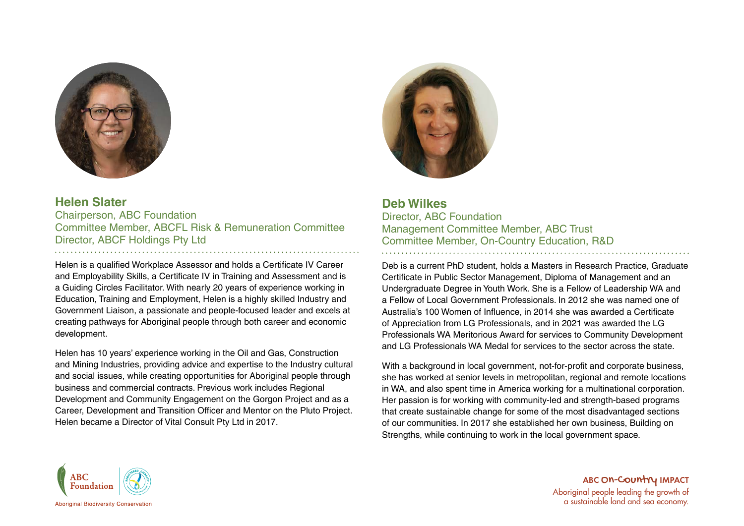## Helen Slater

Chairperson, ABC Foundation
Committee Member, ABCFL Risk & Remuneration Committee
Director, ABCF Holdings Pty Ltd

Helen is a qualified Workplace Assessor and holds a Certificate IV Career and Employability Skills, a Certificate IV in Training and Assessment and is a Guiding Circles Facilitator. With nearly 20 years of experience working in Education, Training and Employment, Helen is a highly skilled Industry and Government Liaison, a passionate and people-focused leader and excels at creating pathways for Aboriginal people through both career and economic development.

Helen has 10 years' experience working in the Oil and Gas, Construction and Mining Industries, providing advice and expertise to the Industry cultural and social issues, while creating opportunities for Aboriginal people through business and commercial contracts. Previous work includes Regional Development and Community Engagement on the Gorgon Project and as a Career, Development and Transition Officer and Mentor on the Pluto Project. Helen became a Director of Vital Consult Pty Ltd in 2017.

## Deb Wilkes

Director, ABC Foundation
Management Committee Member, ABC Trust
Committee Member, On-Country Education, R&D

Deb is a current PhD student, holds a Masters in Research Practice, Graduate Certificate in Public Sector Management, Diploma of Management and an Undergraduate Degree in Youth Work. She is a Fellow of Leadership WA and a Fellow of Local Government Professionals. In 2012 she was named one of Australia's 100 Women of Influence, in 2014 she was awarded a Certificate of Appreciation from LG Professionals, and in 2021 was awarded the LG Professionals WA Meritorious Award for services to Community Development and LG Professionals WA Medal for services to the sector across the state.

With a background in local government, not-for-profit and corporate business, she has worked at senior levels in metropolitan, regional and remote locations in WA, and also spent time in America working for a multinational corporation. Her passion is for working with community-led and strength-based programs that create sustainable change for some of the most disadvantaged sections of our communities. In 2017 she established her own business, Building on Strengths, while continuing to work in the local government space.

ABC Foundation
Aboriginal Biodiversity Conservation

ABC On-Country IMPACT
Aboriginal people leading the growth of a sustainable land and sea economy.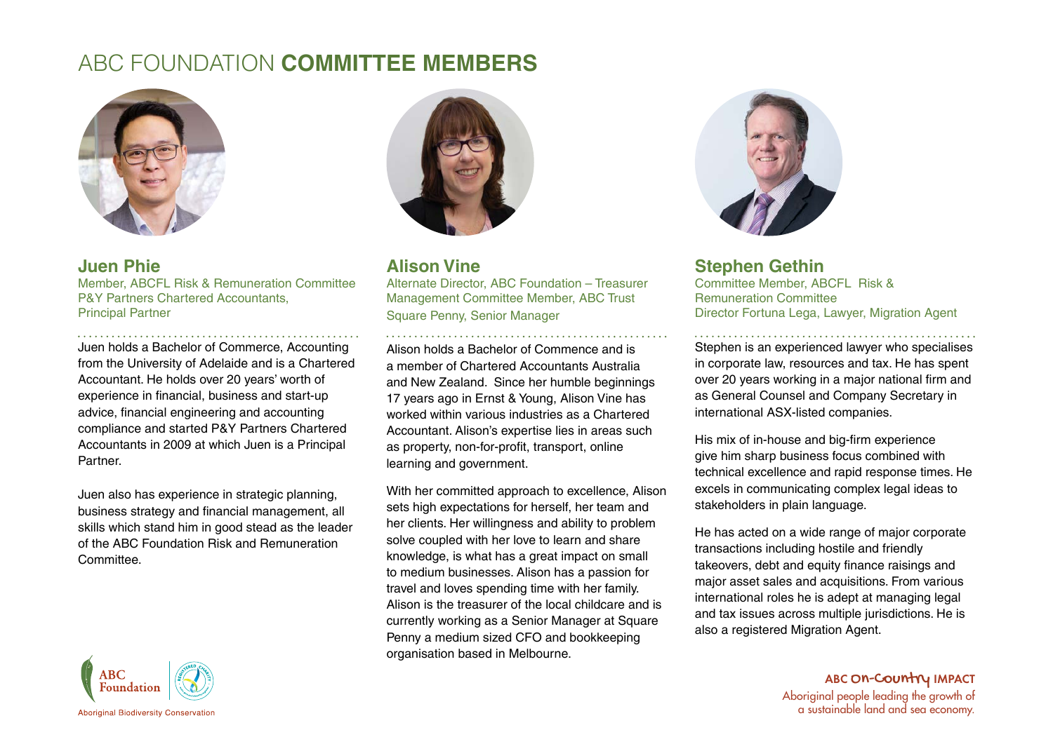# ABC FOUNDATION **COMMITTEE MEMBERS**

## Juen Phie

Member, ABCFL Risk & Remuneration Committee
P&Y Partners Chartered Accountants,
Principal Partner

Juen holds a Bachelor of Commerce, Accounting from the University of Adelaide and is a Chartered Accountant. He holds over 20 years' worth of experience in financial, business and start-up advice, financial engineering and accounting compliance and started P&Y Partners Chartered Accountants in 2009 at which Juen is a Principal Partner.

Juen also has experience in strategic planning, business strategy and financial management, all skills which stand him in good stead as the leader of the ABC Foundation Risk and Remuneration Committee.

## Alison Vine

Alternate Director, ABC Foundation – Treasurer
Management Committee Member, ABC Trust
Square Penny, Senior Manager

Alison holds a Bachelor of Commence and is a member of Chartered Accountants Australia and New Zealand. Since her humble beginnings 17 years ago in Ernst & Young, Alison Vine has worked within various industries as a Chartered Accountant. Alison's expertise lies in areas such as property, non-for-profit, transport, online learning and government.

With her committed approach to excellence, Alison sets high expectations for herself, her team and her clients. Her willingness and ability to problem solve coupled with her love to learn and share knowledge, is what has a great impact on small to medium businesses. Alison has a passion for travel and loves spending time with her family. Alison is the treasurer of the local childcare and is currently working as a Senior Manager at Square Penny a medium sized CFO and bookkeeping organisation based in Melbourne.

## Stephen Gethin

Committee Member, ABCFL Risk &
Remuneration Committee
Director Fortuna Lega, Lawyer, Migration Agent

Stephen is an experienced lawyer who specialises in corporate law, resources and tax. He has spent over 20 years working in a major national firm and as General Counsel and Company Secretary in international ASX-listed companies.

His mix of in-house and big-firm experience give him sharp business focus combined with technical excellence and rapid response times. He excels in communicating complex legal ideas to stakeholders in plain language.

He has acted on a wide range of major corporate transactions including hostile and friendly takeovers, debt and equity finance raisings and major asset sales and acquisitions. From various international roles he is adept at managing legal and tax issues across multiple jurisdictions. He is also a registered Migration Agent.

ABC Foundation
Aboriginal Biodiversity Conservation

ABC On-Country IMPACT
Aboriginal people leading the growth of a sustainable land and sea economy.